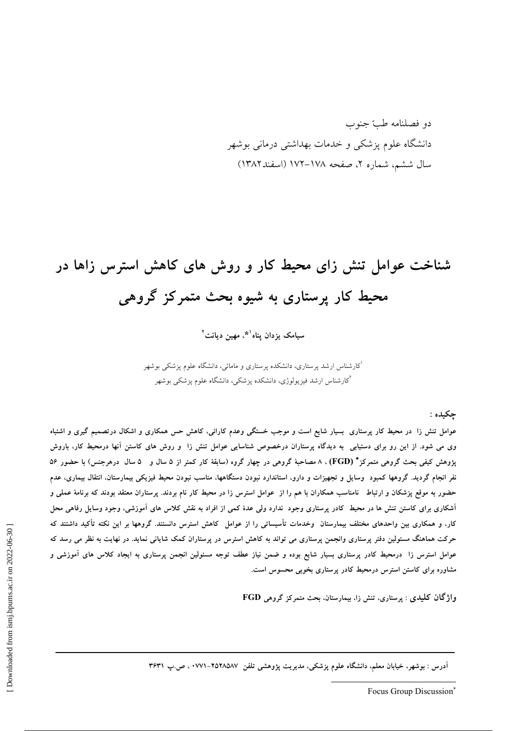دو فصلنامه طبّ جنوب
دانشگاه علوم پزشکی و خدمات بهداشتی درمانی بوشهر
سال ششم، شماره ۲، صفحه ۱۷۸-۱۷۲ (اسفند۱۳۸۲)

# شناخت عوامل تنش زای محیط کار و روش های کاهش استرس زاها در محیط کار پرستاری به شیوه بحث متمرکز گروهی

سیامک یزدان پناه[1]*، مهین دیانت[2]

[1] کارشناس ارشد پرستاری، دانشکده پرستاری و مامائی، دانشگاه علوم پزشکی بوشهر
[2] کارشناس ارشد فیزیولوژی، دانشکده پزشکی، دانشگاه علوم پزشکی بوشهر

**چکیده :**

**عوامل تنش زا در محیط کار پرستاری بسیار شایع است و موجب خستگی وعدم کارائی، کاهش حس همکاری و اشکال درتصمیم گیری و اشتباه وی می شود. از این رو برای دستیابی به دیدگاه پرستاران درخصوص شناسایی عوامل تنش زا و روش های کاستن آنها درمحیط کار، باروش پژوهش کیفی بحث گروهی متمرکز* (FGD) ، ۸ مصاحبهٔ گروهی در چهار گروه (سابقهٔ کار کمتر از ۵ سال و ۵ سال درهرجنس) با حضور ۵۶ نفر انجام گردید. گروهها کمبود وسایل و تجهیزات و دارو، استاندارد نبودن دستگاهها، مناسب نبودن محیط فیزیکی بیمارستان، انتقال بیماری، عدم حضور به موقع پزشکان و ارتباط نامناسب همکاران با هم را از عوامل استرس زا در محیط کار نام بردند. پرستاران معتقد بودند که برنامهٔ عملی و آشکاری برای کاستن تنش ها در محیط کادر پرستاری وجود ندارد ولی عدهٔ کمی از افراد به نقش کلاس های آموزشی، وجود وسایل رفاهی محل کار، و همکاری بین واحدهای مختلف بیمارستان وخدمات تأسیساتی را از عوامل کاهش استرس دانستند. گروهها بر این نکته تأکید داشتند که حرکت هماهنگ مسئولین دفتر پرستاری وانجمن پرستاری می تواند به کاهش استرس در پرستاران کمک شایانی نماید. در نهایت به نظر می رسد که عوامل استرس زا درمحیط کادر پرستاری بسیار شایع بوده و ضمن نیاز عطف توجه مسئولین انجمن پرستاری به ایجاد کلاس های آموزشی و مشاوره برای کاستن استرس درمحیط کادر پرستاری بخوبی محسوس است.**

**واژگان کلیدی :** پرستاری، تنش زا، بیمارستان، بحث متمرکز گروهی FGD

**آدرس : بوشهر، خیابان معلم، دانشگاه علوم پزشکی، مدیریت پژوهشی تلفن ۲۵۲۸۵۸۷-۰۷۷۱ ، ص.پ ۳۶۳۱**

* Focus Group Discussion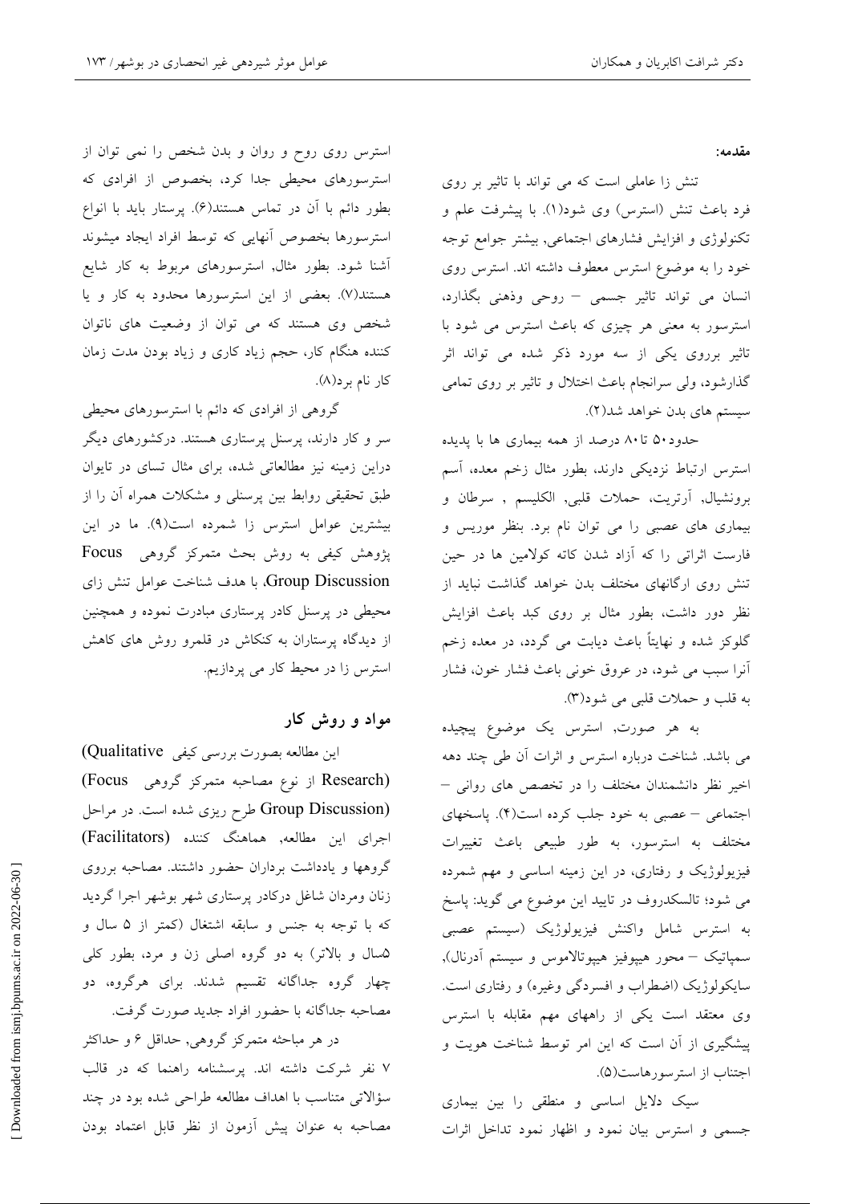**مقدمه:**

تنش زا عاملی است که می تواند با تاثیر بر روی فرد باعث تنش (استرس) وی شود(۱). با پیشرفت علم و تکنولوژی و افزایش فشارهای اجتماعی, بیشتر جوامع توجه خود را به موضوع استرس معطوف داشته اند. استرس روی انسان می تواند تاثیر جسمی – روحی وذهنی بگذارد، استرسور به معنی هر چیزی که باعث استرس می شود با تاثیر برروی یکی از سه مورد ذکر شده می تواند اثر گذارشود، ولی سرانجام باعث اختلال و تاثیر بر روی تمامی سیستم های بدن خواهد شد(۲).

حدود۵۰ تا۸۰ درصد از همه بیماری ها با پدیده استرس ارتباط نزدیکی دارند، بطور مثال زخم معده، آسم برونشیال, آرتریت، حملات قلبی, الکلیسم , سرطان و بیماری های عصبی را می توان نام برد. بنظر موریس و فارست اثراتی را که آزاد شدن کاته کولامین ها در حین تنش روی ارگانهای مختلف بدن خواهد گذاشت نباید از نظر دور داشت، بطور مثال بر روی کبد باعث افزایش گلوکز شده و نهایتاً باعث دیابت می گردد، در معده زخم آنرا سبب می شود، در عروق خونی باعث فشار خون، فشار به قلب و حملات قلبی می شود(۳).

به هر صورت, استرس یک موضوع پیچیده می باشد. شناخت درباره استرس و اثرات آن طی چند دهه اخیر نظر دانشمندان مختلف را در تخصص های روانی – اجتماعی – عصبی به خود جلب کرده است(۴). پاسخهای مختلف به استرسور، به طور طبیعی باعث تغییرات فیزیولوژیک و رفتاری، در این زمینه اساسی و مهم شمرده می شود؛ تالسکدروف در تایید این موضوع می گوید: پاسخ به استرس شامل واکنش فیزیولوژیک (سیستم عصبی سمپاتیک – محور هیپوفیز هیپوتالاموس و سیستم آدرنال), سایکولوژیک (اضطراب و افسردگی وغیره) و رفتاری است. وی معتقد است یکی از راههای مهم مقابله با استرس پیشگیری از آن است که این امر توسط شناخت هویت و اجتناب از استرسورهاست(۵).

سیک دلایل اساسی و منطقی را بین بیماری جسمی و استرس بیان نمود و اظهار نمود تداخل اثرات استرس روی روح و روان و بدن شخص را نمی توان از استرسورهای محیطی جدا کرد، بخصوص از افرادی که بطور دائم با آن در تماس هستند(۶). پرستار باید با انواع استرسورها بخصوص آنهایی که توسط افراد ایجاد میشوند آشنا شود. بطور مثال, استرسورهای مربوط به کار شایع هستند(۷). بعضی از این استرسورها محدود به کار و یا شخص وی هستند که می توان از وضعیت های ناتوان کننده هنگام کار، حجم زیاد کاری و زیاد بودن مدت زمان کار نام برد(۸).

گروهی از افرادی که دائم با استرسورهای محیطی سر و کار دارند، پرسنل پرستاری هستند. درکشورهای دیگر دراین زمینه نیز مطالعاتی شده، برای مثال تسای در تایوان طبق تحقیقی روابط بین پرسنلی و مشکلات همراه آن را از بیشترین عوامل استرس زا شمرده است(۹). ما در این پژوهش کیفی به روش بحث متمرکز گروهی Focus Group Discussion، با هدف شناخت عوامل تنش زای محیطی در پرسنل کادر پرستاری مبادرت نموده و همچنین از دیدگاه پرستاران به کنکاش در قلمرو روش های کاهش استرس زا در محیط کار می پردازیم.

## مواد و روش کار

این مطالعه بصورت بررسی کیفی (Qualitative Research) از نوع مصاحبه متمرکز گروهی (Focus Group Discussion) طرح ریزی شده است. در مراحل اجرای این مطالعه, هماهنگ کننده (Facilitators) گروهها و یادداشت برداران حضور داشتند. مصاحبه برروی زنان ومردان شاغل درکادر پرستاری شهر بوشهر اجرا گردید که با توجه به جنس و سابقه اشتغال (کمتر از ۵ سال و ۵سال و بالاتر) به دو گروه اصلی زن و مرد، بطور کلی چهار گروه جداگانه تقسیم شدند. برای هرگروه، دو مصاحبه جداگانه با حضور افراد جدید صورت گرفت.

در هر مباحثه متمرکز گروهی, حداقل ۶ و حداکثر ۷ نفر شرکت داشته اند. پرسشنامه راهنما که در قالب سؤالاتی متناسب با اهداف مطالعه طراحی شده بود در چند مصاحبه به عنوان پیش آزمون از نظر قابل اعتماد بودن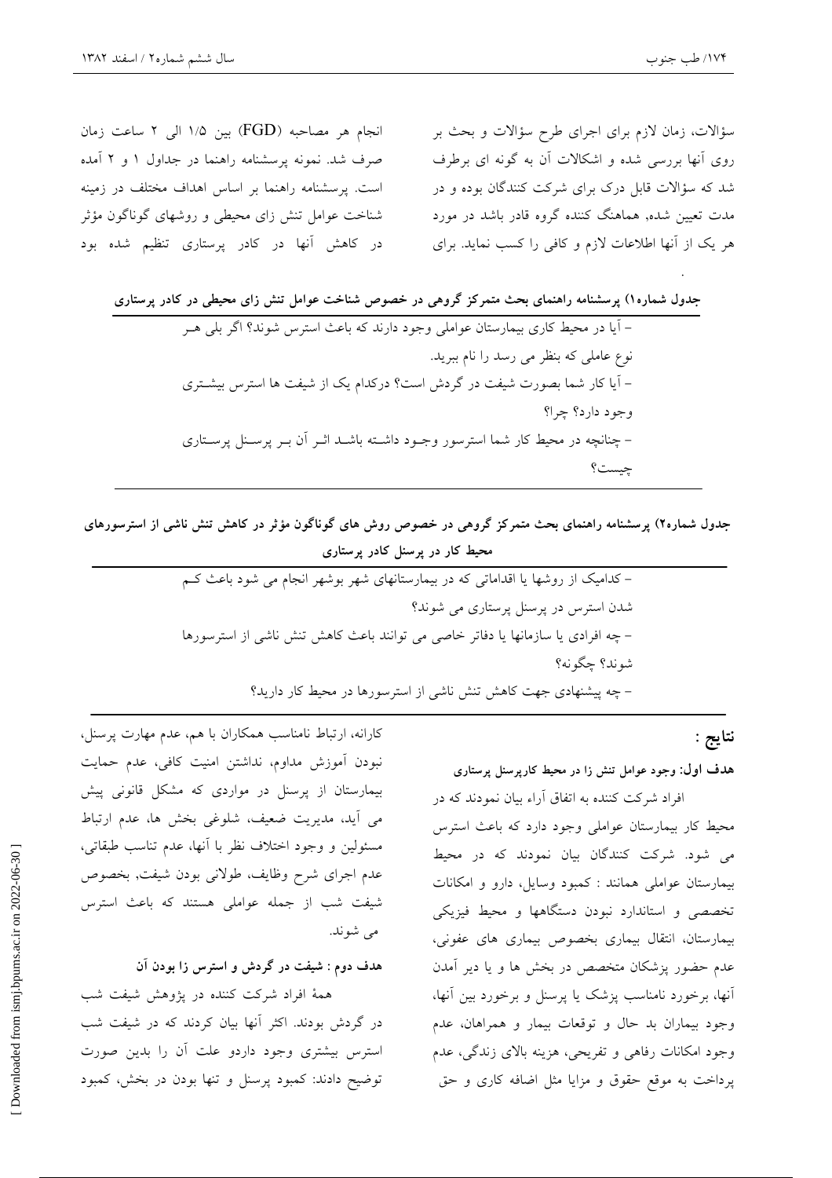سؤالات، زمان لازم برای اجرای طرح سؤالات و بحث بر روی آنها بررسی شده و اشکالات آن به گونه ای برطرف شد که سؤالات قابل درک برای شرکت کنندگان بوده و در مدت تعیین شده، هماهنگ کننده گروه قادر باشد در مورد هر یک از آنها اطلاعات لازم و کافی را کسب نماید. برای انجام هر مصاحبه (FGD) بین ۱/۵ الی ۲ ساعت زمان صرف شد. نمونه پرسشنامه راهنما در جداول ۱ و ۲ آمده است. پرسشنامه راهنما بر اساس اهداف مختلف در زمینه شناخت عوامل تنش زای محیطی و روشهای گوناگون مؤثر در کاهش آنها در کادر پرستاری تنظیم شده بود.

**جدول شماره۱) پرسشنامه راهنمای بحث متمرکز گروهی در خصوص شناخت عوامل تنش زای محیطی در کادر پرستاری**

| |
|---|
| – آیا در محیط کاری بیمارستان عواملی وجود دارند که باعث استرس شوند؟ اگر بلی هر نوع عاملی که بنظر می رسد را نام ببرید. |
| – آیا کار شما بصورت شیفت در گردش است؟ درکدام یک از شیفت ها استرس بیشتری وجود دارد؟ چرا؟ |
| – چنانچه در محیط کار شما استرسور وجود داشته باشد اثر آن بر پرسنل پرستاری چیست؟ |

**جدول شماره۲) پرسشنامه راهنمای بحث متمرکز گروهی در خصوص روش های گوناگون مؤثر در کاهش تنش ناشی از استرسورهای محیط کار در پرسنل کادر پرستاری**

| |
|---|
| – کدامیک از روشها یا اقداماتی که در بیمارستانهای شهر بوشهر انجام می شود باعث کم شدن استرس در پرسنل پرستاری می شوند؟ |
| – چه افرادی یا سازمانها یا دفاتر خاصی می توانند باعث کاهش تنش ناشی از استرسورها شوند؟ چگونه؟ |
| – چه پیشنهادی جهت کاهش تنش ناشی از استرسورها در محیط کار دارید؟ |

## نتایج :

**هدف اول: وجود عوامل تنش زا در محیط کارپرسنل پرستاری**

افراد شرکت کننده به اتفاق آراء بیان نمودند که در محیط کار بیمارستان عواملی وجود دارد که باعث استرس می شود. شرکت کنندگان بیان نمودند که در محیط بیمارستان عواملی همانند : کمبود وسایل، دارو و امکانات تخصصی و استاندارد نبودن دستگاهها و محیط فیزیکی بیمارستان، انتقال بیماری بخصوص بیماری های عفونی، عدم حضور پزشکان متخصص در بخش ها و یا دیر آمدن آنها، برخورد نامناسب پزشک یا پرسنل و برخورد بین آنها، وجود بیماران بد حال و توقعات بیمار و همراهان، عدم وجود امکانات رفاهی و تفریحی، هزینه بالای زندگی، عدم پرداخت به موقع حقوق و مزایا مثل اضافه کاری و حق کارانه، ارتباط نامناسب همکاران با هم، عدم مهارت پرسنل، نبودن آموزش مداوم، نداشتن امنیت کافی، عدم حمایت بیمارستان از پرسنل در مواردی که مشکل قانونی پیش می آید، مدیریت ضعیف، شلوغی بخش ها، عدم ارتباط مسئولین و وجود اختلاف نظر با آنها، عدم تناسب طبقاتی، عدم اجرای شرح وظایف، طولانی بودن شیفت، بخصوص شیفت شب از جمله عواملی هستند که باعث استرس می شوند.

**هدف دوم : شیفت در گردش و استرس زا بودن آن**

همهٔ افراد شرکت کننده در پژوهش شیفت شب در گردش بودند. اکثر آنها بیان کردند که در شیفت شب استرس بیشتری وجود داردو علت آن را بدین صورت توضیح دادند: کمبود پرسنل و تنها بودن در بخش، کمبود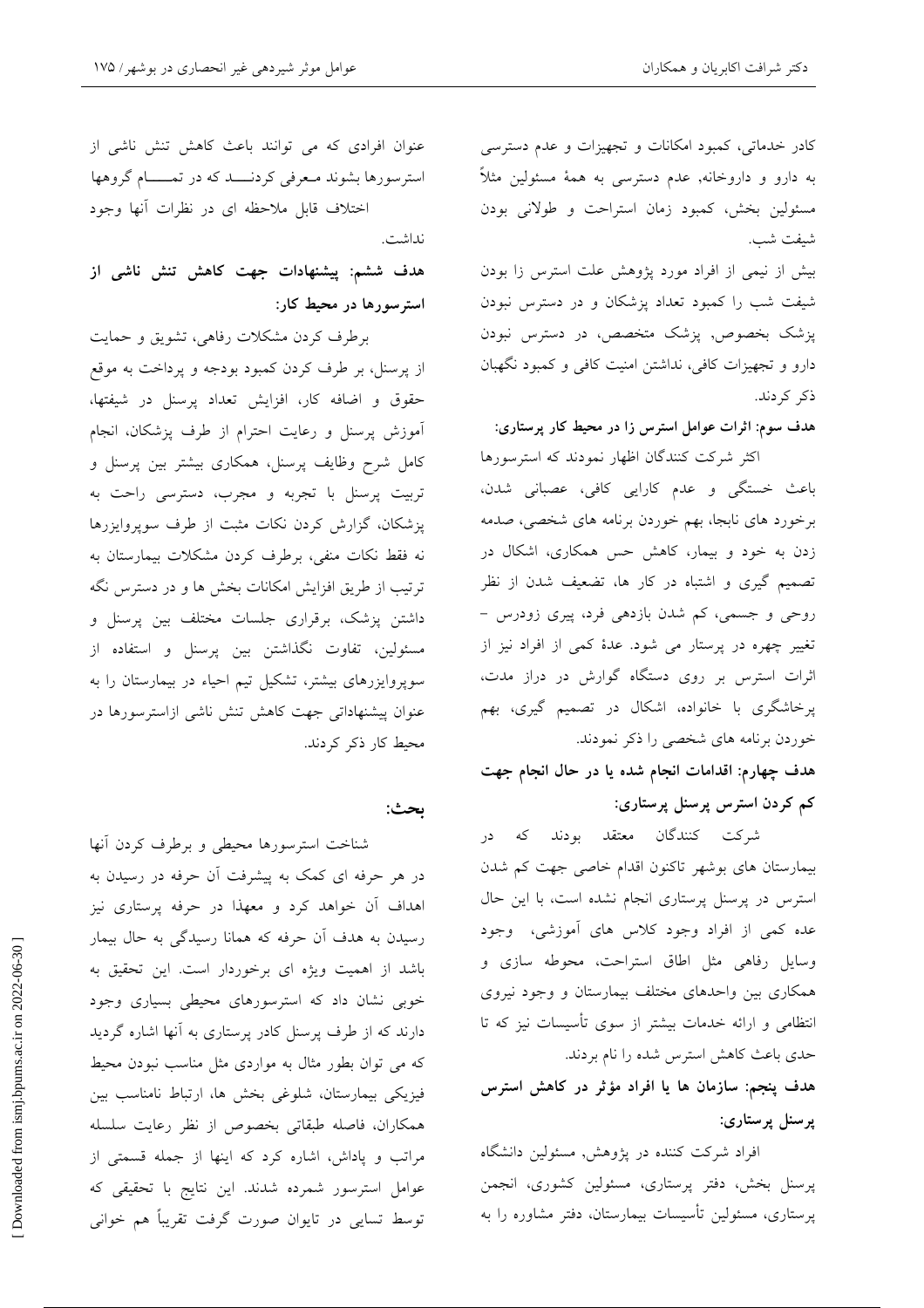کادر خدماتی، کمبود امکانات و تجهیزات و عدم دسترسی به دارو و داروخانه, عدم دسترسی به همهٔ مسئولین مثلاً مسئولین بخش، کمبود زمان استراحت و طولانی بودن شیفت شب.

بیش از نیمی از افراد مورد پژوهش علت استرس زا بودن شیفت شب را کمبود تعداد پزشکان و در دسترس نبودن پزشک بخصوص، پزشک متخصص، در دسترس نبودن دارو و تجهیزات کافی، نداشتن امنیت کافی و کمبود نگهبان ذکر کردند.

**هدف سوم: اثرات عوامل استرس زا در محیط کار پرستاری:**

اکثر شرکت کنندگان اظهار نمودند که استرسورها باعث خستگی و عدم کارایی کافی، عصبانی شدن، برخورد های نابجا، بهم خوردن برنامه های شخصی، صدمه زدن به خود و بیمار، کاهش حس همکاری، اشکال در تصمیم گیری و اشتباه در کار ها، تضعیف شدن از نظر روحی و جسمی، کم شدن بازدهی فرد، پیری زودرس – تغییر چهره در پرستار می شود. عدهٔ کمی از افراد نیز از اثرات استرس بر روی دستگاه گوارش در دراز مدت، پرخاشگری با خانواده، اشکال در تصمیم گیری، بهم خوردن برنامه های شخصی را ذکر نمودند.

**هدف چهارم: اقدامات انجام شده یا در حال انجام جهت کم کردن استرس پرسنل پرستاری:**

شرکت کنندگان معتقد بودند که در بیمارستان های بوشهر تاکنون اقدام خاصی جهت کم شدن استرس در پرسنل پرستاری انجام نشده است، با این حال عده کمی از افراد وجود کلاس های آموزشی، وجود وسایل رفاهی مثل اطاق استراحت، محوطه سازی و همکاری بین واحدهای مختلف بیمارستان و وجود نیروی انتظامی و ارائه خدمات بیشتر از سوی تأسیسات نیز که تا حدی باعث کاهش استرس شده را نام بردند.

**هدف پنجم: سازمان ها یا افراد مؤثر در کاهش استرس پرسنل پرستاری:**

افراد شرکت کننده در پژوهش, مسئولین دانشگاه پرسنل بخش، دفتر پرستاری، مسئولین کشوری، انجمن پرستاری، مسئولین تأسیسات بیمارستان، دفتر مشاوره را به عنوان افرادی که می توانند باعث کاهش تنش ناشی از استرسورها بشوند معرفی کردند که در تمام گروهها اختلاف قابل ملاحظه ای در نظرات آنها وجود نداشت.

**هدف ششم: پیشنهادات جهت کاهش تنش ناشی از استرسورها در محیط کار:**

برطرف کردن مشکلات رفاهی، تشویق و حمایت از پرسنل، بر طرف کردن کمبود بودجه و پرداخت به موقع حقوق و اضافه کار، افزایش تعداد پرسنل در شیفتها، آموزش پرسنل و رعایت احترام از طرف پزشکان، انجام کامل شرح وظایف پرسنل، همکاری بیشتر بین پرسنل و تربیت پرسنل با تجربه و مجرب، دسترسی راحت به پزشکان، گزارش کردن نکات مثبت از طرف سوپروایزرها نه فقط نکات منفی، برطرف کردن مشکلات بیمارستان به ترتیب از طریق افزایش امکانات بخش ها و در دسترس نگه داشتن پزشک، برقراری جلسات مختلف بین پرسنل و مسئولین، تفاوت نگذاشتن بین پرسنل و استفاده از سوپروایزرهای بیشتر، تشکیل تیم احیاء در بیمارستان را به عنوان پیشنهاداتی جهت کاهش تنش ناشی ازاسترسورها در محیط کار ذکر کردند.

## بحث:

شناخت استرسورها محیطی و برطرف کردن آنها در هر حرفه ای کمک به پیشرفت آن حرفه در رسیدن به اهداف آن خواهد کرد و معهذا در حرفه پرستاری نیز رسیدن به هدف آن حرفه که همانا رسیدگی به حال بیمار باشد از اهمیت ویژه ای برخوردار است. این تحقیق به خوبی نشان داد که استرسورهای محیطی بسیاری وجود دارند که از طرف پرسنل کادر پرستاری به آنها اشاره گردید که می توان بطور مثال به مواردی مثل مناسب نبودن محیط فیزیکی بیمارستان، شلوغی بخش ها، ارتباط نامناسب بین همکاران، فاصله طبقاتی بخصوص از نظر رعایت سلسله مراتب و پاداش، اشاره کرد که اینها از جمله قسمتی از عوامل استرسور شمرده شدند. این نتایج با تحقیقی که توسط تسایی در تایوان صورت گرفت تقریباً هم خوانی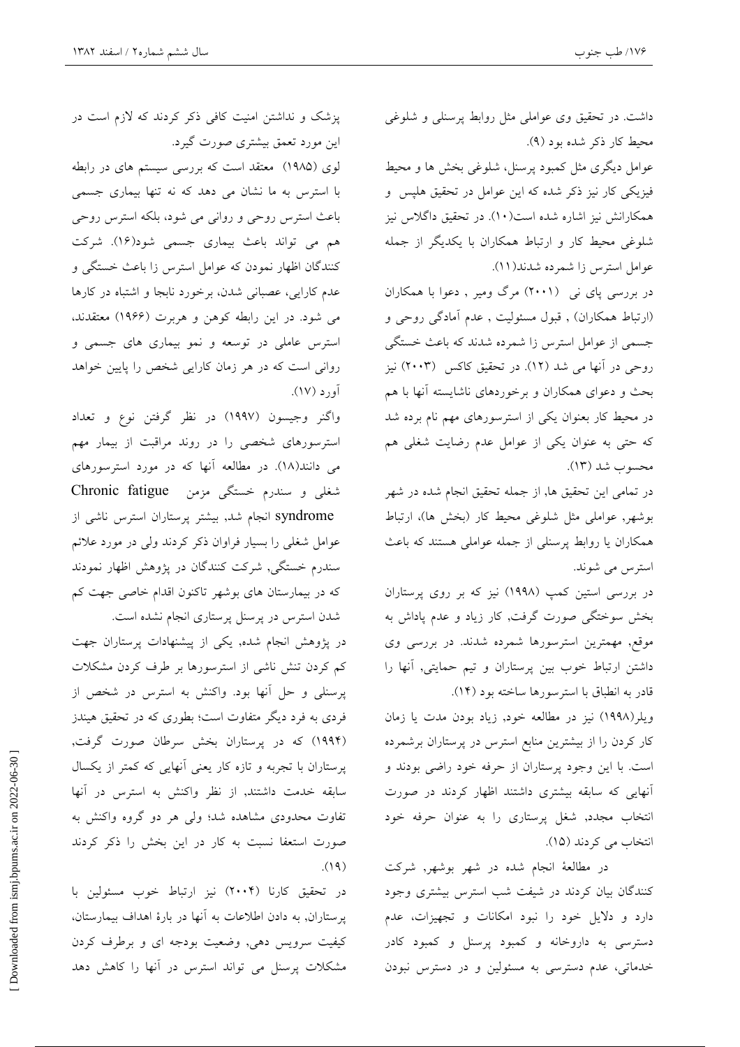داشت. در تحقیق وی عواملی مثل روابط پرسنلی و شلوغی محیط کار ذکر شده بود (۹).

عوامل دیگری مثل کمبود پرسنل، شلوغی بخش ها و محیط فیزیکی کار نیز ذکر شده که این عوامل در تحقیق هلپس و همکارانش نیز اشاره شده است(۱۰). در تحقیق داگلاس نیز شلوغی محیط کار و ارتباط همکاران با یکدیگر از جمله عوامل استرس زا شمرده شدند(۱۱).

در بررسی پای نی (۲۰۰۱) مرگ ومیر , دعوا با همکاران (ارتباط همکاران) , قبول مسئولیت , عدم آمادگی روحی و جسمی از عوامل استرس زا شمرده شدند که باعث خستگی روحی در آنها می شد (۱۲). در تحقیق کاکس (۲۰۰۳) نیز بحث و دعوای همکاران و برخوردهای ناشایسته آنها با هم در محیط کار بعنوان یکی از استرسورهای مهم نام برده شد که حتی به عنوان یکی از عوامل عدم رضایت شغلی هم محسوب شد (۱۳).

در تمامی این تحقیق ها, از جمله تحقیق انجام شده در شهر بوشهر, عواملی مثل شلوغی محیط کار (بخش ها)، ارتباط همکاران یا روابط پرسنلی از جمله عواملی هستند که باعث استرس می شوند.

در بررسی استین کمپ (۱۹۹۸) نیز که بر روی پرستاران بخش سوختگی صورت گرفت, کار زیاد و عدم پاداش به موقع, مهمترین استرسورها شمرده شدند. در بررسی وی داشتن ارتباط خوب بین پرستاران و تیم حمایتی, آنها را قادر به انطباق با استرسورها ساخته بود (۱۴).

ویلر(۱۹۹۸) نیز در مطالعه خود, زیاد بودن مدت یا زمان کار کردن را از بیشترین منابع استرس در پرستاران برشمرده است. با این وجود پرستاران از حرفه خود راضی بودند و آنهایی که سابقه بیشتری داشتند اظهار کردند در صورت انتخاب مجدد, شغل پرستاری را به عنوان حرفه خود انتخاب می کردند (۱۵).

در مطالعهٔ انجام شده در شهر بوشهر, شرکت کنندگان بیان کردند در شیفت شب استرس بیشتری وجود دارد و دلایل خود را نبود امکانات و تجهیزات، عدم دسترسی به داروخانه و کمبود پرسنل و کمبود کادر خدماتی، عدم دسترسی به مسئولین و در دسترس نبودن پزشک و نداشتن امنیت کافی ذکر کردند که لازم است در این مورد تعمق بیشتری صورت گیرد.

لوی (۱۹۸۵) معتقد است که بررسی سیستم های در رابطه با استرس به ما نشان می دهد که نه تنها بیماری جسمی باعث استرس روحی و روانی می شود، بلکه استرس روحی هم می تواند باعث بیماری جسمی شود(۱۶). شرکت کنندگان اظهار نمودن که عوامل استرس زا باعث خستگی و عدم کارایی، عصبانی شدن، برخورد نابجا و اشتباه در کارها می شود. در این رابطه کوهن و هربرت (۱۹۶۶) معتقدند، استرس عاملی در توسعه و نمو بیماری های جسمی و روانی است که در هر زمان کارایی شخص را پایین خواهد آورد (۱۷).

واگنر وجیسون (۱۹۹۷) در نظر گرفتن نوع و تعداد استرسورهای شخصی را در روند مراقبت از بیمار مهم می دانند(۱۸). در مطالعه آنها که در مورد استرسورهای شغلی و سندرم خستگی مزمن Chronic fatigue syndrome انجام شد, بیشتر پرستاران استرس ناشی از عوامل شغلی را بسیار فراوان ذکر کردند ولی در مورد علائم سندرم خستگی, شرکت کنندگان در پژوهش اظهار نمودند که در بیمارستان های بوشهر تاکنون اقدام خاصی جهت کم شدن استرس در پرسنل پرستاری انجام نشده است.

در پژوهش انجام شده, یکی از پیشنهادات پرستاران جهت کم کردن تنش ناشی از استرسورها بر طرف کردن مشکلات پرسنلی و حل آنها بود. واکنش به استرس در شخص از فردی به فرد دیگر متفاوت است؛ بطوری که در تحقیق هیندز (۱۹۹۴) که در پرستاران بخش سرطان صورت گرفت, پرستاران با تجربه و تازه کار یعنی آنهایی که کمتر از یکسال سابقه خدمت داشتند, از نظر واکنش به استرس در آنها تفاوت محدودی مشاهده شد؛ ولی هر دو گروه واکنش به صورت استعفا نسبت به کار در این بخش را ذکر کردند (۱۹).

در تحقیق کارنا (۲۰۰۴) نیز ارتباط خوب مسئولین با پرستاران, به دادن اطلاعات به آنها در بارهٔ اهداف بیمارستان, کیفیت سرویس دهی, وضعیت بودجه ای و برطرف کردن مشکلات پرسنل می تواند استرس در آنها را کاهش دهد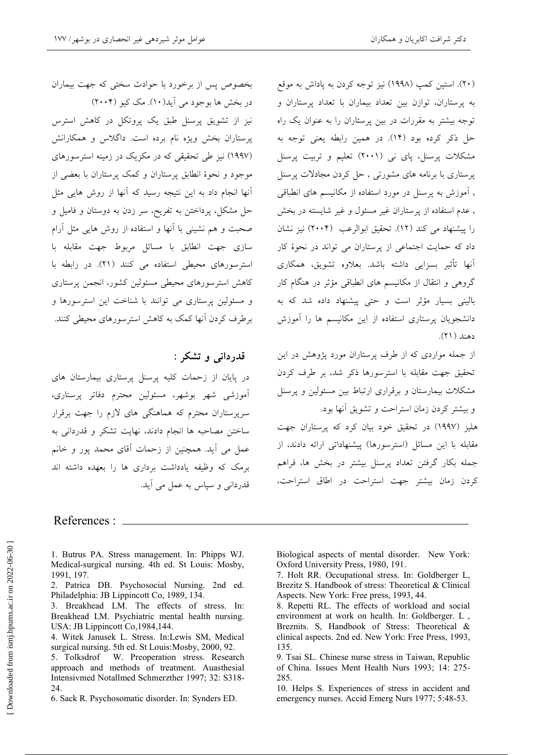(۲۰). استین کمپ (۱۹۹۸) نیز توجه کردن به پاداش به موقع به پرستاران، توازن بین تعداد بیماران با تعداد پرستاران و توجه بیشتر به مقررات در بین پرستاران را به عنوان یک راه حل ذکر کرده بود (۱۴). در همین رابطه یعنی توجه به مشکلات پرسنل، پای نی (۲۰۰۱) تعلیم و تربیت پرسنل پرستاری با برنامه های مشورتی , حل کردن مجادلات پرسنل , آموزش به پرسنل در مورد استفاده از مکانیسم های انطباقی , عدم استفاده از پرستاران غیر مسئول و غیر شایسته در بخش را پیشنهاد می کند (۱۲). تحقیق ابوالرعب (۲۰۰۴) نیز نشان داد که حمایت اجتماعی از پرستاران می تواند در نحوهٔ کار آنها تأثیر بسزایی داشته باشد. بعلاوه تشویق، همکاری گروهی و انتقال از مکانیسم های انطباقی مؤثر در هنگام کار بالینی بسیار مؤثر است و حتی پیشنهاد داده شد که به دانشجویان پرستاری استفاده از این مکانیسم ها را آموزش دهند (۲۱).

از جمله مواردی که از طرف پرستاران مورد پژوهش در این تحقیق جهت مقابله با استرسورها ذکر شد، بر طرف کردن مشکلات بیمارستان و برقراری ارتباط بین مسئولین و پرسنل و بیشتر کردن زمان استراحت و تشویق آنها بود.

هلیز (۱۹۹۷) در تحقیق خود بیان کرد که پرستاران جهت مقابله با این مسائل (استرسورها) پیشنهاداتی ارائه دادند، از جمله بکار گرفتن تعداد پرسنل بیشتر در بخش ها، فراهم کردن زمان بیشتر جهت استراحت در اطاق استراحت، بخصوص پس از برخورد با حوادث سختی که جهت بیماران در بخش ها بوجود می آید(۱۰). مک کیو (۲۰۰۴) نیز از تشویق پرسنل طبق یک پروتکل در کاهش استرس پرستاران بخش ویژه نام برده است. داگلاس و همکارانش (۱۹۹۷) نیز طی تحقیقی که در مکزیک در زمینه استرسورهای موجود و نحوهٔ انطباق پرستاران و کمک پرستاران با بعضی از آنها انجام داد به این نتیجه رسید که آنها از روش هایی مثل حل مشکل، پرداختن به تفریح، سر زدن به دوستان و فامیل و صحبت و هم نشینی با آنها و استفاده از روش هایی مثل آرام سازی جهت انطباق با مسائل مربوط جهت مقابله با استرسورهای محیطی استفاده می کنند (۲۱). در رابطه با کاهش استرسورهای محیطی مسئولین کشور، انجمن پرستاری و مسئولین پرستاری می توانند با شناخت این استرسورها و برطرف کردن آنها کمک به کاهش استرسورهای محیطی کنند.

## قدردانی و تشکر :

در پایان از زحمات کلیه پرسنل پرستاری بیمارستان های آموزشی شهر بوشهر، مسئولین محترم دفاتر پرستاری، سرپرستاران محترم که هماهنگی های لازم را جهت برقرار ساختن مصاحبه ها انجام دادند، نهایت تشکر و قدردانی به عمل می آید. همچنین از زحمات آقای محمد پور و خانم برمک که وظیفه یادداشت برداری ها را بعهده داشته اند قدردانی و سپاس به عمل می آید.

## References :

1. Butrus PA. Stress management. In: Phipps WJ. Medical-surgical nursing. 4th ed. St Louis: Mosby, 1991, 197.
2. Patrica DB. Psychosocial Nursing. 2nd ed. Philadelphia: JB Lippincott Co, 1989, 134.
3. Breakhead LM. The effects of stress. In: Breakhead LM. Psychiatric mental health nursing. USA: JB Lippincott Co,1984,144.
4. Witek Janusek L. Stress. In:Lewis SM, Medical surgical nursing. 5th ed. St Louis:Mosby, 2000, 92.
5. Tolksdrof W. Preoperation stress. Research approach and methods of treatment. Auasthesial Intensivmed Notallmed Schmerzther 1997; 32: S318-24.
6. Sack R. Psychosomatic disorder. In: Synders ED. Biological aspects of mental disorder. New York: Oxford University Press, 1980, 191.
7. Holt RR. Occupational stress. In: Goldberger L, Brezitz S. Handbook of stress: Theoretical & Clinical Aspects. New York: Free press, 1993, 44.
8. Repetti RL. The effects of workload and social environment at work on health. In: Goldberger. L , Breznits. S, Handbook of Stress: Theoretical & clinical aspects. 2nd ed. New York: Free Press, 1993, 135.
9. Tsai SL. Chinese nurse stress in Taiwan, Republic of China. Issues Ment Health Nurs 1993; 14: 275-285.
10. Helps S. Experiences of stress in accident and emergency nurses. Accid Emerg Nurs 1977; 5:48-53.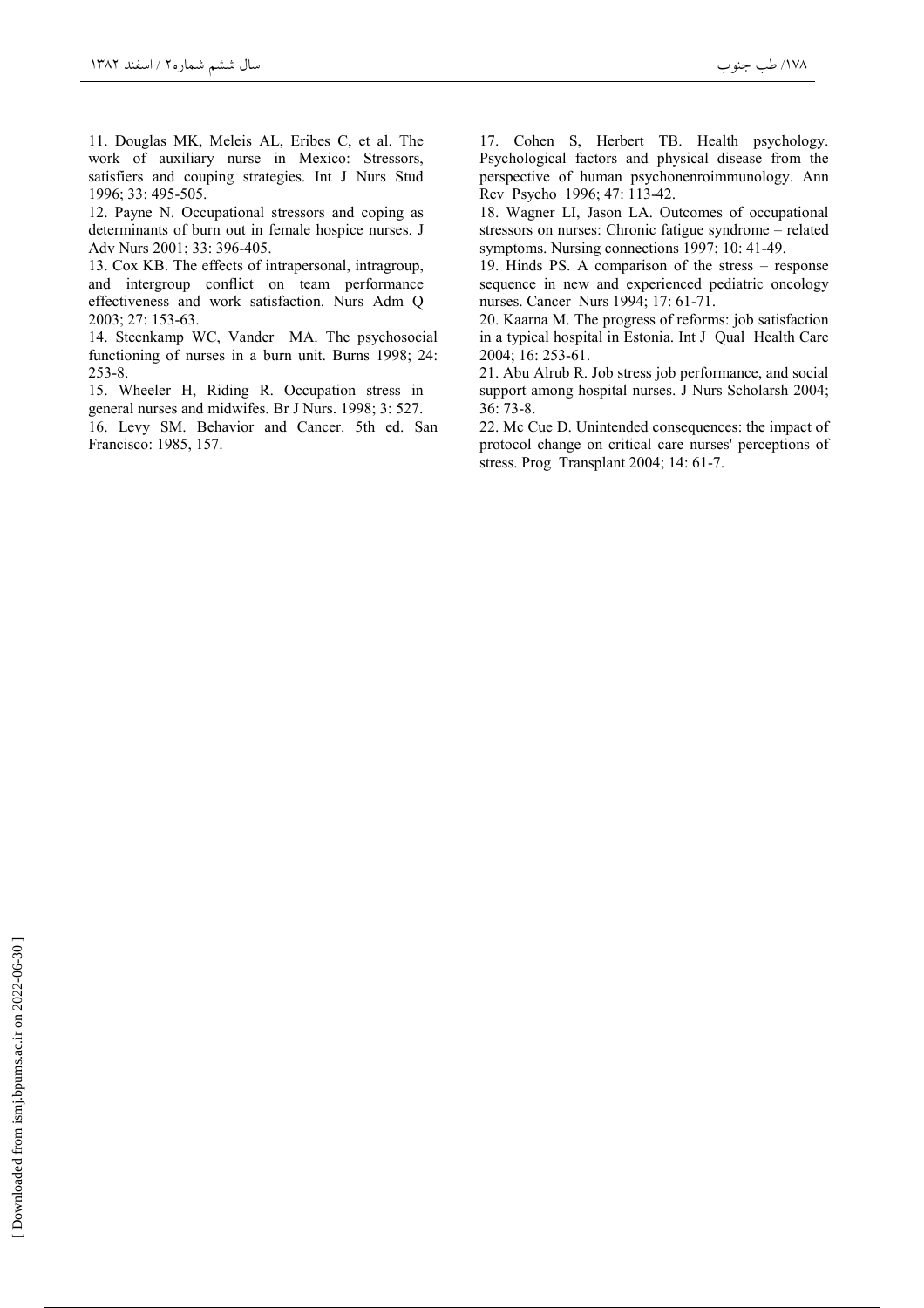11. Douglas MK, Meleis AL, Eribes C, et al. The work of auxiliary nurse in Mexico: Stressors, satisfiers and couping strategies. Int J Nurs Stud 1996; 33: 495-505.

12. Payne N. Occupational stressors and coping as determinants of burn out in female hospice nurses. J Adv Nurs 2001; 33: 396-405.

13. Cox KB. The effects of intrapersonal, intragroup, and intergroup conflict on team performance effectiveness and work satisfaction. Nurs Adm Q 2003; 27: 153-63.

14. Steenkamp WC, Vander MA. The psychosocial functioning of nurses in a burn unit. Burns 1998; 24: 253-8.

15. Wheeler H, Riding R. Occupation stress in general nurses and midwifes. Br J Nurs. 1998; 3: 527.

16. Levy SM. Behavior and Cancer. 5th ed. San Francisco: 1985, 157.

17. Cohen S, Herbert TB. Health psychology. Psychological factors and physical disease from the perspective of human psychonenroimmunology. Ann Rev Psycho 1996; 47: 113-42.

18. Wagner LI, Jason LA. Outcomes of occupational stressors on nurses: Chronic fatigue syndrome – related symptoms. Nursing connections 1997; 10: 41-49.

19. Hinds PS. A comparison of the stress – response sequence in new and experienced pediatric oncology nurses. Cancer Nurs 1994; 17: 61-71.

20. Kaarna M. The progress of reforms: job satisfaction in a typical hospital in Estonia. Int J Qual Health Care 2004; 16: 253-61.

21. Abu Alrub R. Job stress job performance, and social support among hospital nurses. J Nurs Scholarsh 2004; 36: 73-8.

22. Mc Cue D. Unintended consequences: the impact of protocol change on critical care nurses' perceptions of stress. Prog Transplant 2004; 14: 61-7.